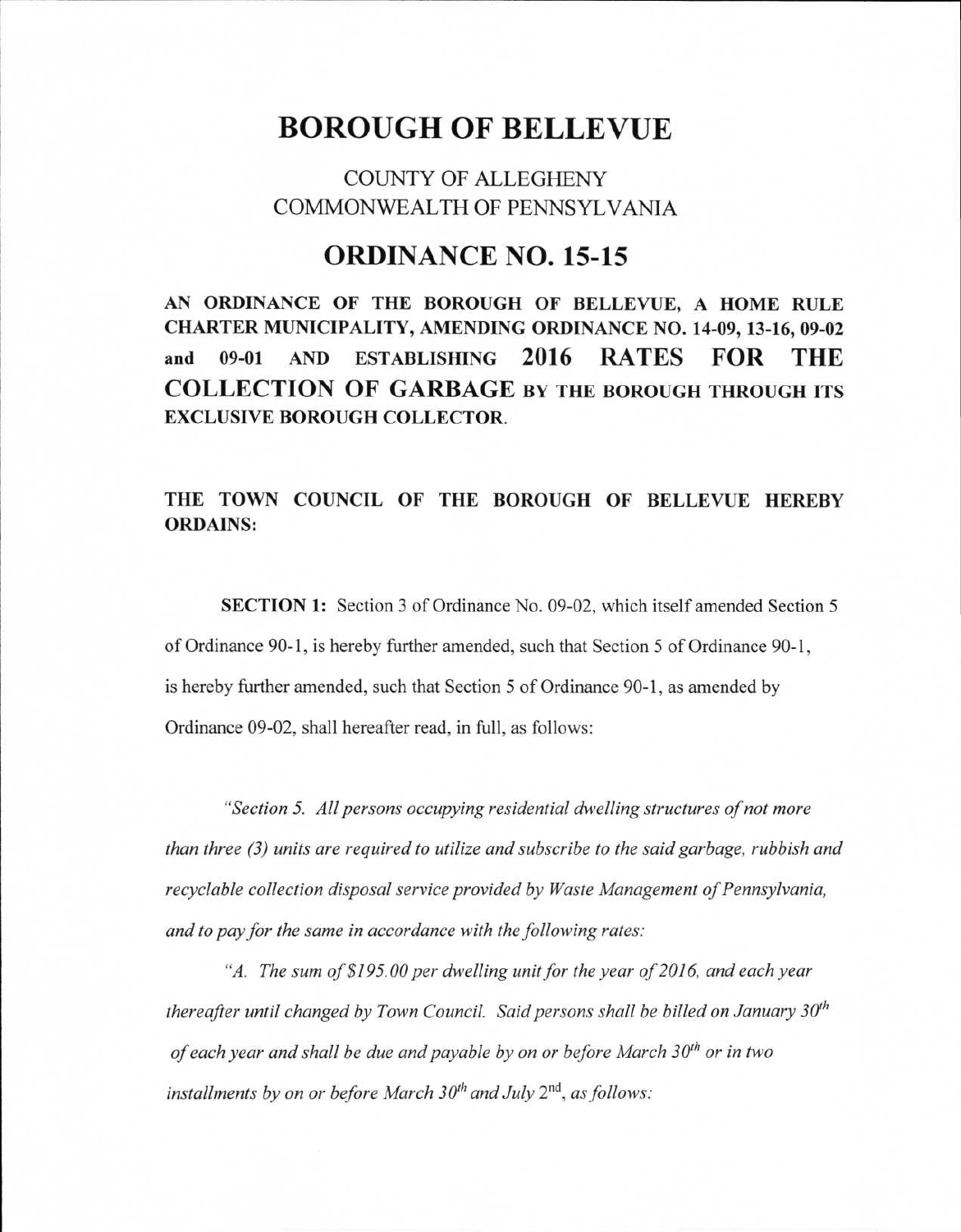# BOROUGH OF BELLEVUE

COUNTY OF ALLEGHENY
COMMONWEALTH OF PENNSYLVANIA

## ORDINANCE NO. 15-15

**AN ORDINANCE OF THE BOROUGH OF BELLEVUE, A HOME RULE CHARTER MUNICIPALITY, AMENDING ORDINANCE NO. 14-09, 13-16, 09-02 and 09-01 AND ESTABLISHING 2016 RATES FOR THE COLLECTION OF GARBAGE BY THE BOROUGH THROUGH ITS EXCLUSIVE BOROUGH COLLECTOR.**

**THE TOWN COUNCIL OF THE BOROUGH OF BELLEVUE HEREBY ORDAINS:**

**SECTION 1:** Section 3 of Ordinance No. 09-02, which itself amended Section 5 of Ordinance 90-1, is hereby further amended, such that Section 5 of Ordinance 90-1, is hereby further amended, such that Section 5 of Ordinance 90-1, as amended by Ordinance 09-02, shall hereafter read, in full, as follows:

*"Section 5. All persons occupying residential dwelling structures of not more than three (3) units are required to utilize and subscribe to the said garbage, rubbish and recyclable collection disposal service provided by Waste Management of Pennsylvania, and to pay for the same in accordance with the following rates:*

*"A. The sum of $195.00 per dwelling unit for the year of 2016, and each year thereafter until changed by Town Council. Said persons shall be billed on January 30th of each year and shall be due and payable by on or before March 30th or in two installments by on or before March 30th and July 2nd, as follows:*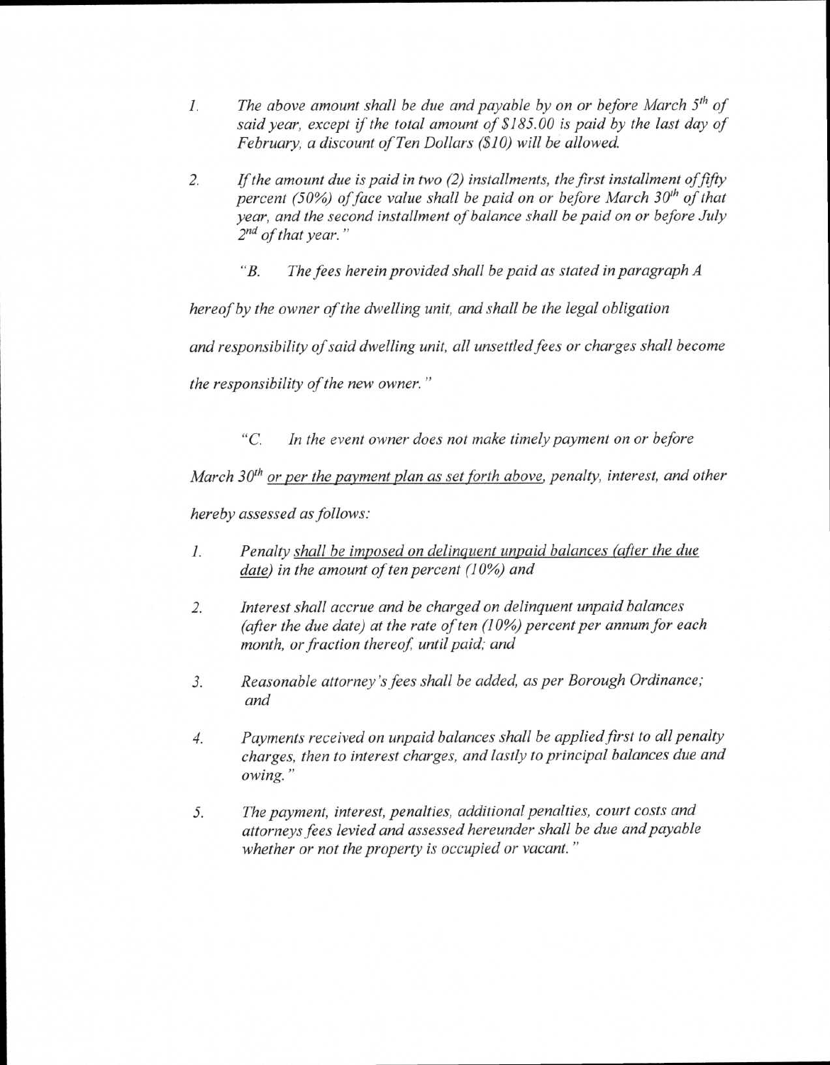1. *The above amount shall be due and payable by on or before March 5th of said year, except if the total amount of $185.00 is paid by the last day of February, a discount of Ten Dollars ($10) will be allowed.*

2. *If the amount due is paid in two (2) installments, the first installment of fifty percent (50%) of face value shall be paid on or before March 30th of that year, and the second installment of balance shall be paid on or before July 2nd of that year."*

*"B. The fees herein provided shall be paid as stated in paragraph A hereof by the owner of the dwelling unit, and shall be the legal obligation and responsibility of said dwelling unit, all unsettled fees or charges shall become the responsibility of the new owner."*

*"C. In the event owner does not make timely payment on or before March 30th <u>or per the payment plan as set forth above</u>, penalty, interest, and other hereby assessed as follows:*

1. *Penalty <u>shall be imposed on delinquent unpaid balances (after the due date)</u> in the amount of ten percent (10%) and*

2. *Interest shall accrue and be charged on delinquent unpaid balances (after the due date) at the rate of ten (10%) percent per annum for each month, or fraction thereof, until paid; and*

3. *Reasonable attorney's fees shall be added, as per Borough Ordinance; and*

4. *Payments received on unpaid balances shall be applied first to all penalty charges, then to interest charges, and lastly to principal balances due and owing."*

5. *The payment, interest, penalties, additional penalties, court costs and attorneys fees levied and assessed hereunder shall be due and payable whether or not the property is occupied or vacant."*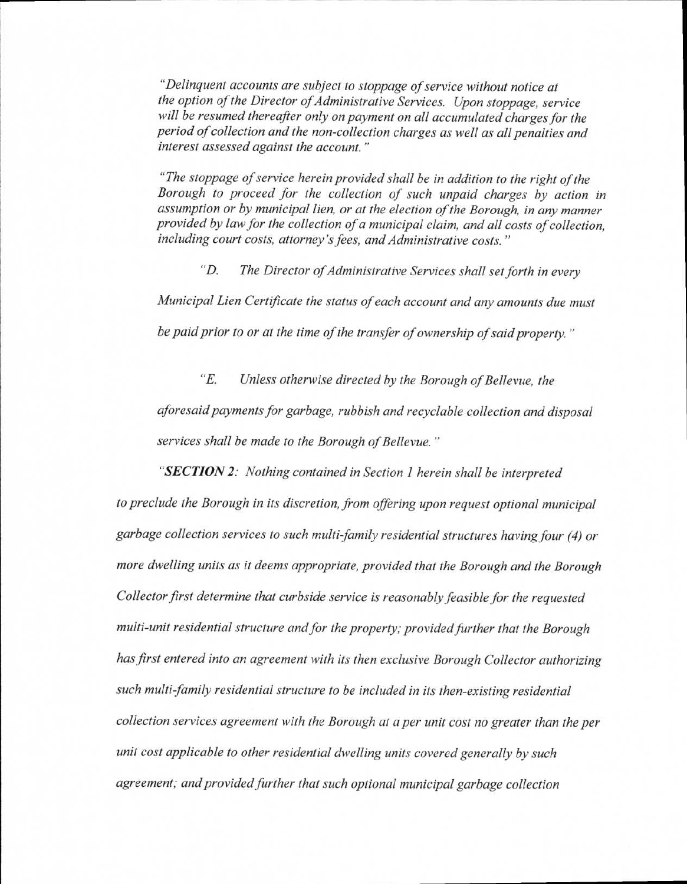*"Delinquent accounts are subject to stoppage of service without notice at the option of the Director of Administrative Services. Upon stoppage, service will be resumed thereafter only on payment on all accumulated charges for the period of collection and the non-collection charges as well as all penalties and interest assessed against the account."*

*"The stoppage of service herein provided shall be in addition to the right of the Borough to proceed for the collection of such unpaid charges by action in assumption or by municipal lien, or at the election of the Borough, in any manner provided by law for the collection of a municipal claim, and all costs of collection, including court costs, attorney's fees, and Administrative costs."*

*"D. The Director of Administrative Services shall set forth in every Municipal Lien Certificate the status of each account and any amounts due must be paid prior to or at the time of the transfer of ownership of said property."*

*"E. Unless otherwise directed by the Borough of Bellevue, the aforesaid payments for garbage, rubbish and recyclable collection and disposal services shall be made to the Borough of Bellevue."*

*"**SECTION 2**: Nothing contained in Section 1 herein shall be interpreted to preclude the Borough in its discretion, from offering upon request optional municipal garbage collection services to such multi-family residential structures having four (4) or more dwelling units as it deems appropriate, provided that the Borough and the Borough Collector first determine that curbside service is reasonably feasible for the requested multi-unit residential structure and for the property; provided further that the Borough has first entered into an agreement with its then exclusive Borough Collector authorizing such multi-family residential structure to be included in its then-existing residential collection services agreement with the Borough at a per unit cost no greater than the per unit cost applicable to other residential dwelling units covered generally by such agreement; and provided further that such optional municipal garbage collection*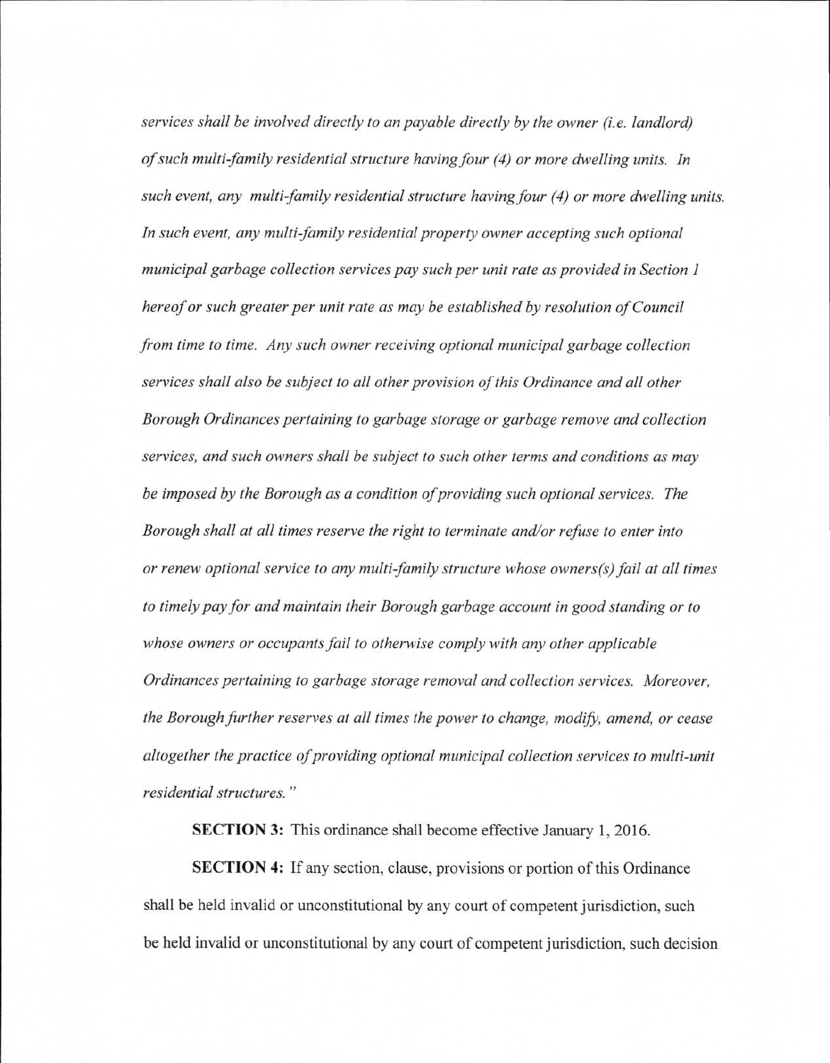*services shall be involved directly to an payable directly by the owner (i.e. landlord) of such multi-family residential structure having four (4) or more dwelling units. In such event, any multi-family residential structure having four (4) or more dwelling units. In such event, any multi-family residential property owner accepting such optional municipal garbage collection services pay such per unit rate as provided in Section 1 hereof or such greater per unit rate as may be established by resolution of Council from time to time. Any such owner receiving optional municipal garbage collection services shall also be subject to all other provision of this Ordinance and all other Borough Ordinances pertaining to garbage storage or garbage remove and collection services, and such owners shall be subject to such other terms and conditions as may be imposed by the Borough as a condition of providing such optional services. The Borough shall at all times reserve the right to terminate and/or refuse to enter into or renew optional service to any multi-family structure whose owners(s) fail at all times to timely pay for and maintain their Borough garbage account in good standing or to whose owners or occupants fail to otherwise comply with any other applicable Ordinances pertaining to garbage storage removal and collection services. Moreover, the Borough further reserves at all times the power to change, modify, amend, or cease altogether the practice of providing optional municipal collection services to multi-unit residential structures."*

**SECTION 3:** This ordinance shall become effective January 1, 2016.

**SECTION 4:** If any section, clause, provisions or portion of this Ordinance shall be held invalid or unconstitutional by any court of competent jurisdiction, such be held invalid or unconstitutional by any court of competent jurisdiction, such decision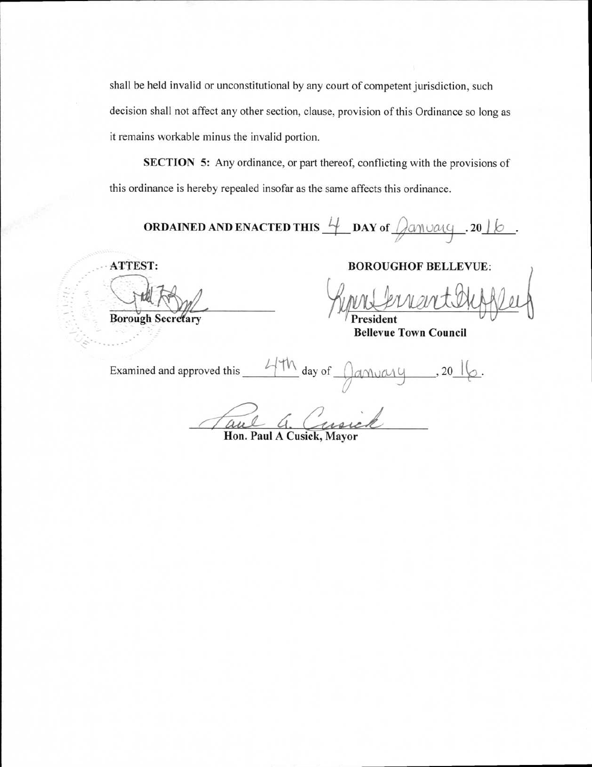shall be held invalid or unconstitutional by any court of competent jurisdiction, such decision shall not affect any other section, clause, provision of this Ordinance so long as it remains workable minus the invalid portion.

**SECTION 5:** Any ordinance, or part thereof, conflicting with the provisions of this ordinance is hereby repealed insofar as the same affects this ordinance.

**ORDAINED AND ENACTED THIS** 4 **DAY of** January **. 20** 16 .

**ATTEST:**

**Borough Secretary**

**BOROUGHOF BELLEVUE:**

**President**
**Bellevue Town Council**

Examined and approved this 4th day of January , 20 16 .

**Hon. Paul A Cusick, Mayor**